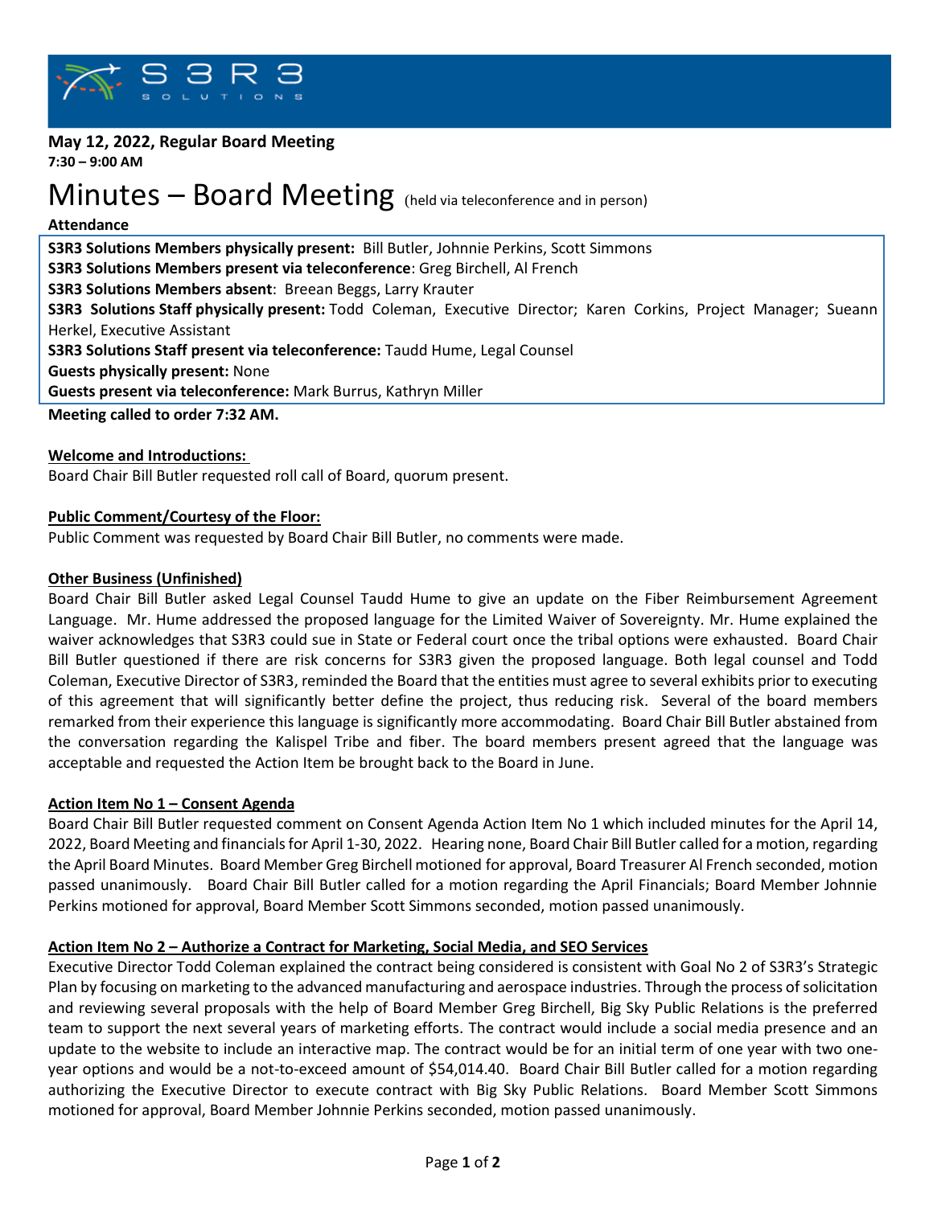**May 12, 2022, Regular Board Meeting**
**7:30 – 9:00 AM**

# Minutes – Board Meeting (held via teleconference and in person)

**Attendance**

**S3R3 Solutions Members physically present:** Bill Butler, Johnnie Perkins, Scott Simmons
**S3R3 Solutions Members present via teleconference**: Greg Birchell, Al French
**S3R3 Solutions Members absent**: Breean Beggs, Larry Krauter
**S3R3 Solutions Staff physically present:** Todd Coleman, Executive Director; Karen Corkins, Project Manager; Sueann Herkel, Executive Assistant
**S3R3 Solutions Staff present via teleconference:** Taudd Hume, Legal Counsel
**Guests physically present:** None
**Guests present via teleconference:** Mark Burrus, Kathryn Miller

**Meeting called to order 7:32 AM.**

**Welcome and Introductions:**
Board Chair Bill Butler requested roll call of Board, quorum present.

**Public Comment/Courtesy of the Floor:**
Public Comment was requested by Board Chair Bill Butler, no comments were made.

**Other Business (Unfinished)**
Board Chair Bill Butler asked Legal Counsel Taudd Hume to give an update on the Fiber Reimbursement Agreement Language. Mr. Hume addressed the proposed language for the Limited Waiver of Sovereignty. Mr. Hume explained the waiver acknowledges that S3R3 could sue in State or Federal court once the tribal options were exhausted. Board Chair Bill Butler questioned if there are risk concerns for S3R3 given the proposed language. Both legal counsel and Todd Coleman, Executive Director of S3R3, reminded the Board that the entities must agree to several exhibits prior to executing of this agreement that will significantly better define the project, thus reducing risk. Several of the board members remarked from their experience this language is significantly more accommodating. Board Chair Bill Butler abstained from the conversation regarding the Kalispel Tribe and fiber. The board members present agreed that the language was acceptable and requested the Action Item be brought back to the Board in June.

**Action Item No 1 – Consent Agenda**
Board Chair Bill Butler requested comment on Consent Agenda Action Item No 1 which included minutes for the April 14, 2022, Board Meeting and financials for April 1-30, 2022. Hearing none, Board Chair Bill Butler called for a motion, regarding the April Board Minutes. Board Member Greg Birchell motioned for approval, Board Treasurer Al French seconded, motion passed unanimously. Board Chair Bill Butler called for a motion regarding the April Financials; Board Member Johnnie Perkins motioned for approval, Board Member Scott Simmons seconded, motion passed unanimously.

**Action Item No 2 – Authorize a Contract for Marketing, Social Media, and SEO Services**
Executive Director Todd Coleman explained the contract being considered is consistent with Goal No 2 of S3R3's Strategic Plan by focusing on marketing to the advanced manufacturing and aerospace industries. Through the process of solicitation and reviewing several proposals with the help of Board Member Greg Birchell, Big Sky Public Relations is the preferred team to support the next several years of marketing efforts. The contract would include a social media presence and an update to the website to include an interactive map. The contract would be for an initial term of one year with two one-year options and would be a not-to-exceed amount of $54,014.40. Board Chair Bill Butler called for a motion regarding authorizing the Executive Director to execute contract with Big Sky Public Relations. Board Member Scott Simmons motioned for approval, Board Member Johnnie Perkins seconded, motion passed unanimously.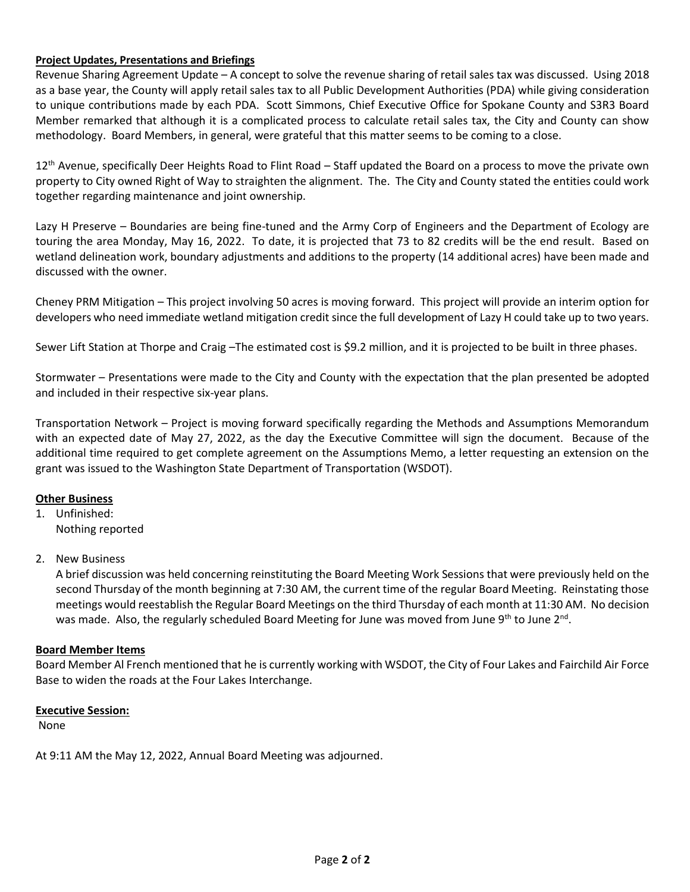**Project Updates, Presentations and Briefings**

Revenue Sharing Agreement Update – A concept to solve the revenue sharing of retail sales tax was discussed. Using 2018 as a base year, the County will apply retail sales tax to all Public Development Authorities (PDA) while giving consideration to unique contributions made by each PDA. Scott Simmons, Chief Executive Office for Spokane County and S3R3 Board Member remarked that although it is a complicated process to calculate retail sales tax, the City and County can show methodology. Board Members, in general, were grateful that this matter seems to be coming to a close.

12th Avenue, specifically Deer Heights Road to Flint Road – Staff updated the Board on a process to move the private own property to City owned Right of Way to straighten the alignment. The. The City and County stated the entities could work together regarding maintenance and joint ownership.

Lazy H Preserve – Boundaries are being fine-tuned and the Army Corp of Engineers and the Department of Ecology are touring the area Monday, May 16, 2022. To date, it is projected that 73 to 82 credits will be the end result. Based on wetland delineation work, boundary adjustments and additions to the property (14 additional acres) have been made and discussed with the owner.

Cheney PRM Mitigation – This project involving 50 acres is moving forward. This project will provide an interim option for developers who need immediate wetland mitigation credit since the full development of Lazy H could take up to two years.

Sewer Lift Station at Thorpe and Craig –The estimated cost is $9.2 million, and it is projected to be built in three phases.

Stormwater – Presentations were made to the City and County with the expectation that the plan presented be adopted and included in their respective six-year plans.

Transportation Network – Project is moving forward specifically regarding the Methods and Assumptions Memorandum with an expected date of May 27, 2022, as the day the Executive Committee will sign the document. Because of the additional time required to get complete agreement on the Assumptions Memo, a letter requesting an extension on the grant was issued to the Washington State Department of Transportation (WSDOT).

**Other Business**

1. Unfinished:
   Nothing reported
2. New Business
   A brief discussion was held concerning reinstituting the Board Meeting Work Sessions that were previously held on the second Thursday of the month beginning at 7:30 AM, the current time of the regular Board Meeting. Reinstating those meetings would reestablish the Regular Board Meetings on the third Thursday of each month at 11:30 AM. No decision was made. Also, the regularly scheduled Board Meeting for June was moved from June 9th to June 2nd.

**Board Member Items**

Board Member Al French mentioned that he is currently working with WSDOT, the City of Four Lakes and Fairchild Air Force Base to widen the roads at the Four Lakes Interchange.

**Executive Session:**

None

At 9:11 AM the May 12, 2022, Annual Board Meeting was adjourned.